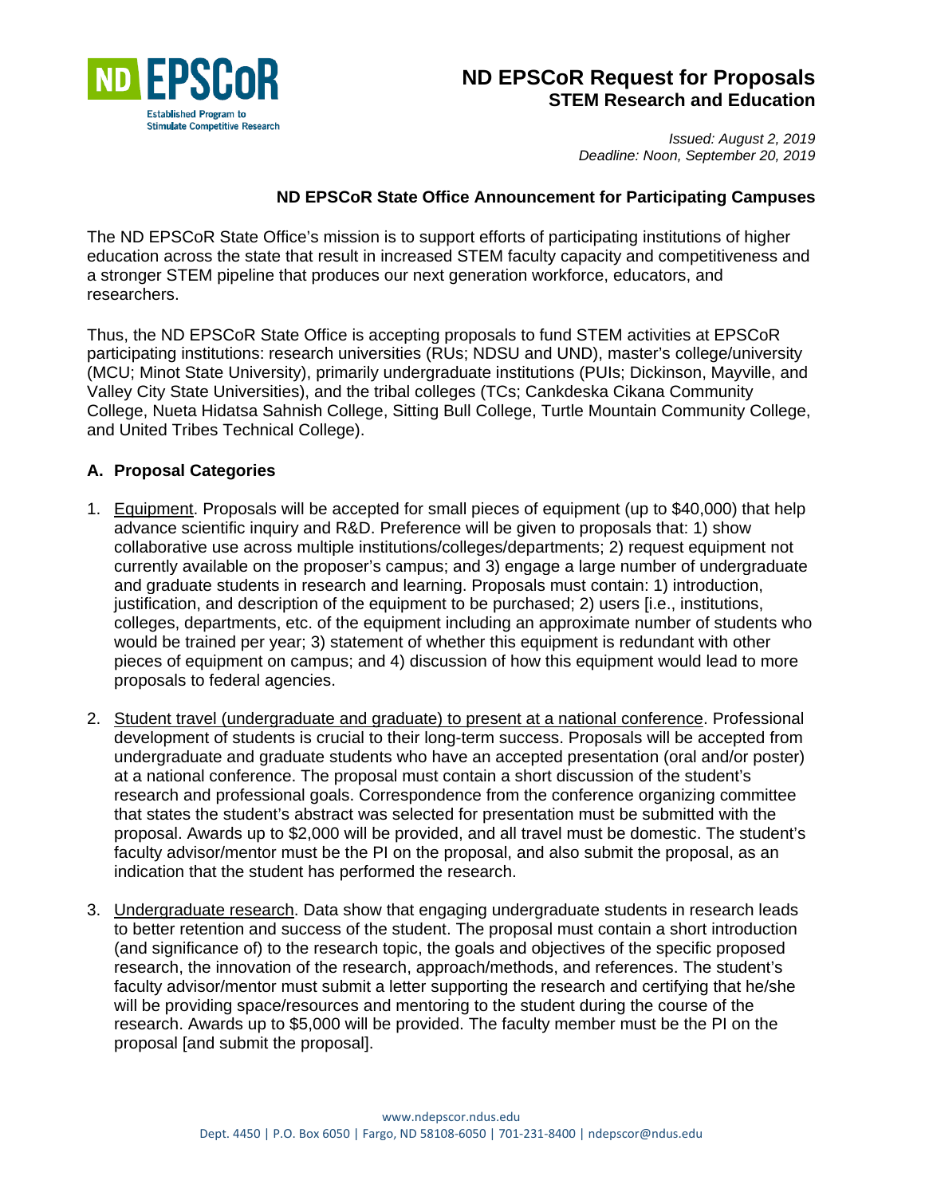ND EPSCoR

Established Program to Stimulate Competitive Research

# ND EPSCoR Request for Proposals
## STEM Research and Education

*Issued: August 2, 2019*
*Deadline: Noon, September 20, 2019*

### ND EPSCoR State Office Announcement for Participating Campuses

The ND EPSCoR State Office's mission is to support efforts of participating institutions of higher education across the state that result in increased STEM faculty capacity and competitiveness and a stronger STEM pipeline that produces our next generation workforce, educators, and researchers.

Thus, the ND EPSCoR State Office is accepting proposals to fund STEM activities at EPSCoR participating institutions: research universities (RUs; NDSU and UND), master's college/university (MCU; Minot State University), primarily undergraduate institutions (PUIs; Dickinson, Mayville, and Valley City State Universities), and the tribal colleges (TCs; Cankdeska Cikana Community College, Nueta Hidatsa Sahnish College, Sitting Bull College, Turtle Mountain Community College, and United Tribes Technical College).

### A. Proposal Categories

1. Equipment. Proposals will be accepted for small pieces of equipment (up to $40,000) that help advance scientific inquiry and R&D. Preference will be given to proposals that: 1) show collaborative use across multiple institutions/colleges/departments; 2) request equipment not currently available on the proposer's campus; and 3) engage a large number of undergraduate and graduate students in research and learning. Proposals must contain: 1) introduction, justification, and description of the equipment to be purchased; 2) users [i.e., institutions, colleges, departments, etc. of the equipment including an approximate number of students who would be trained per year; 3) statement of whether this equipment is redundant with other pieces of equipment on campus; and 4) discussion of how this equipment would lead to more proposals to federal agencies.

2. Student travel (undergraduate and graduate) to present at a national conference. Professional development of students is crucial to their long-term success. Proposals will be accepted from undergraduate and graduate students who have an accepted presentation (oral and/or poster) at a national conference. The proposal must contain a short discussion of the student's research and professional goals. Correspondence from the conference organizing committee that states the student's abstract was selected for presentation must be submitted with the proposal. Awards up to $2,000 will be provided, and all travel must be domestic. The student's faculty advisor/mentor must be the PI on the proposal, and also submit the proposal, as an indication that the student has performed the research.

3. Undergraduate research. Data show that engaging undergraduate students in research leads to better retention and success of the student. The proposal must contain a short introduction (and significance of) to the research topic, the goals and objectives of the specific proposed research, the innovation of the research, approach/methods, and references. The student's faculty advisor/mentor must submit a letter supporting the research and certifying that he/she will be providing space/resources and mentoring to the student during the course of the research. Awards up to $5,000 will be provided. The faculty member must be the PI on the proposal [and submit the proposal].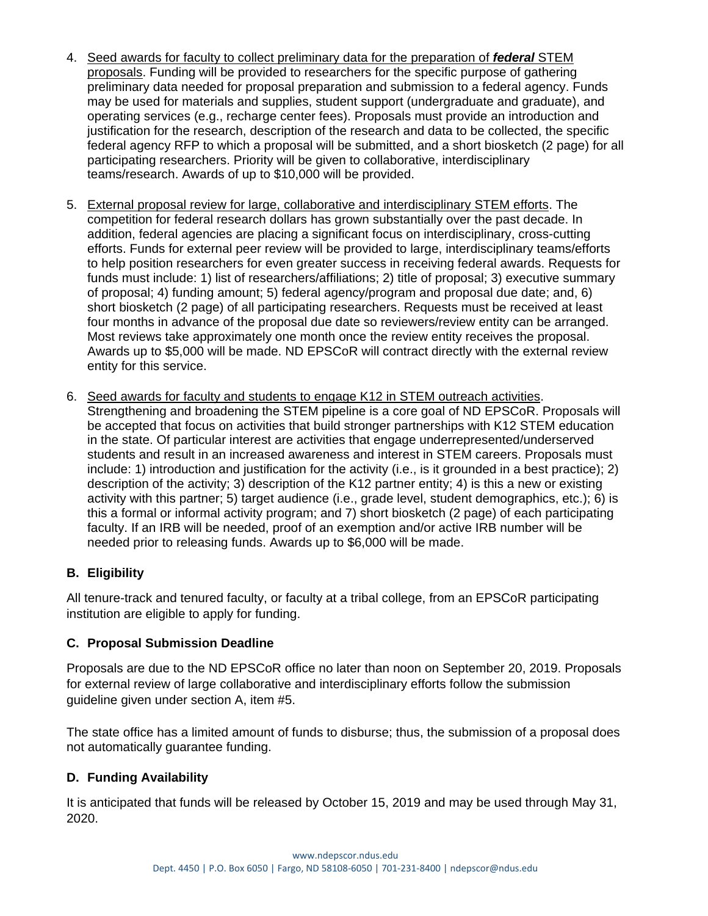4. <u>Seed awards for faculty to collect preliminary data for the preparation of ***federal*** STEM proposals</u>. Funding will be provided to researchers for the specific purpose of gathering preliminary data needed for proposal preparation and submission to a federal agency. Funds may be used for materials and supplies, student support (undergraduate and graduate), and operating services (e.g., recharge center fees). Proposals must provide an introduction and justification for the research, description of the research and data to be collected, the specific federal agency RFP to which a proposal will be submitted, and a short biosketch (2 page) for all participating researchers. Priority will be given to collaborative, interdisciplinary teams/research. Awards of up to $10,000 will be provided.

5. <u>External proposal review for large, collaborative and interdisciplinary STEM efforts</u>. The competition for federal research dollars has grown substantially over the past decade. In addition, federal agencies are placing a significant focus on interdisciplinary, cross-cutting efforts. Funds for external peer review will be provided to large, interdisciplinary teams/efforts to help position researchers for even greater success in receiving federal awards. Requests for funds must include: 1) list of researchers/affiliations; 2) title of proposal; 3) executive summary of proposal; 4) funding amount; 5) federal agency/program and proposal due date; and, 6) short biosketch (2 page) of all participating researchers. Requests must be received at least four months in advance of the proposal due date so reviewers/review entity can be arranged. Most reviews take approximately one month once the review entity receives the proposal. Awards up to $5,000 will be made. ND EPSCoR will contract directly with the external review entity for this service.

6. <u>Seed awards for faculty and students to engage K12 in STEM outreach activities</u>. Strengthening and broadening the STEM pipeline is a core goal of ND EPSCoR. Proposals will be accepted that focus on activities that build stronger partnerships with K12 STEM education in the state. Of particular interest are activities that engage underrepresented/underserved students and result in an increased awareness and interest in STEM careers. Proposals must include: 1) introduction and justification for the activity (i.e., is it grounded in a best practice); 2) description of the activity; 3) description of the K12 partner entity; 4) is this a new or existing activity with this partner; 5) target audience (i.e., grade level, student demographics, etc.); 6) is this a formal or informal activity program; and 7) short biosketch (2 page) of each participating faculty. If an IRB will be needed, proof of an exemption and/or active IRB number will be needed prior to releasing funds. Awards up to $6,000 will be made.

## B. Eligibility

All tenure-track and tenured faculty, or faculty at a tribal college, from an EPSCoR participating institution are eligible to apply for funding.

## C. Proposal Submission Deadline

Proposals are due to the ND EPSCoR office no later than noon on September 20, 2019. Proposals for external review of large collaborative and interdisciplinary efforts follow the submission guideline given under section A, item #5.

The state office has a limited amount of funds to disburse; thus, the submission of a proposal does not automatically guarantee funding.

## D. Funding Availability

It is anticipated that funds will be released by October 15, 2019 and may be used through May 31, 2020.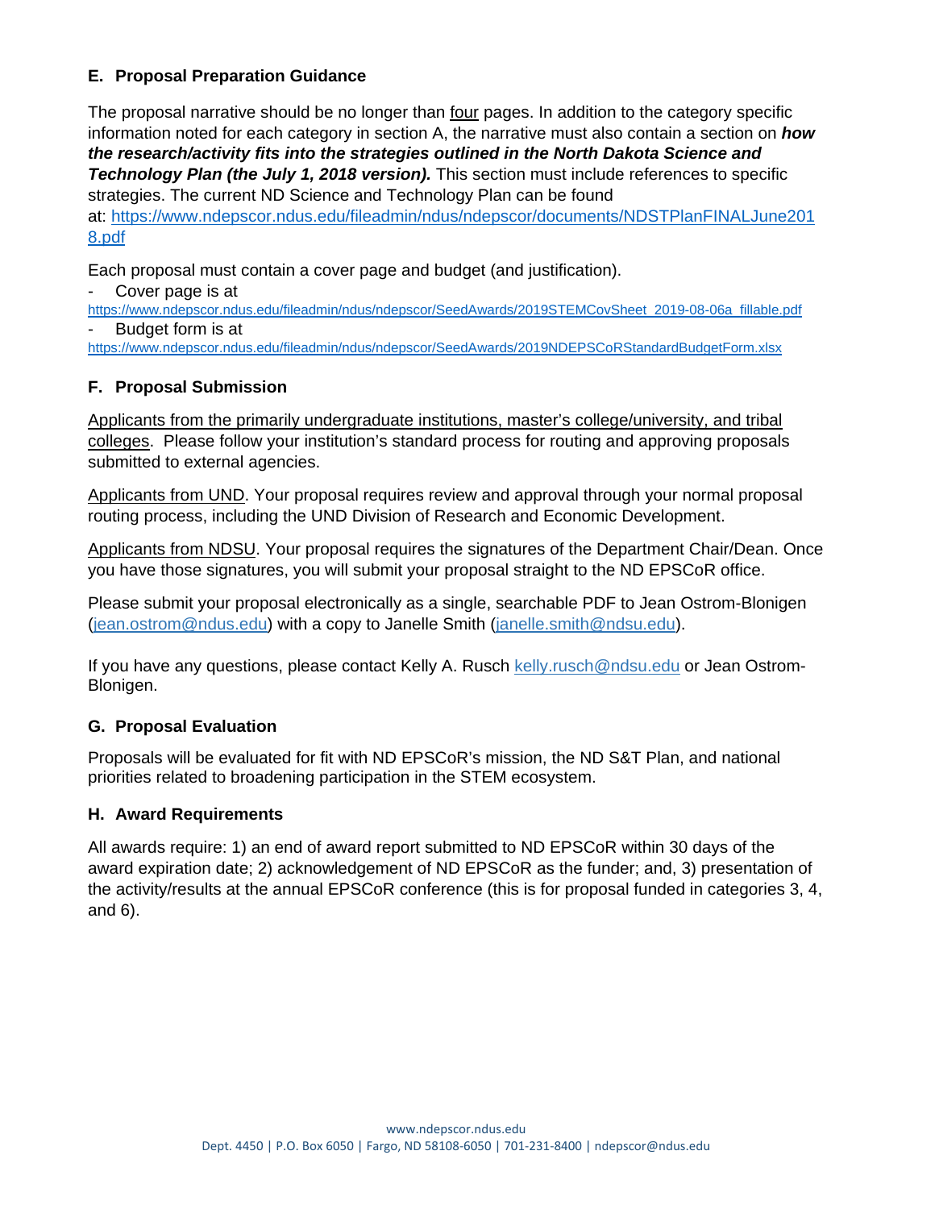## E. Proposal Preparation Guidance

The proposal narrative should be no longer than four pages. In addition to the category specific information noted for each category in section A, the narrative must also contain a section on ***how the research/activity fits into the strategies outlined in the North Dakota Science and Technology Plan (the July 1, 2018 version).*** This section must include references to specific strategies. The current ND Science and Technology Plan can be found at: https://www.ndepscor.ndus.edu/fileadmin/ndus/ndepscor/documents/NDSTPlanFINALJune2018.pdf

Each proposal must contain a cover page and budget (and justification).

- Cover page is at https://www.ndepscor.ndus.edu/fileadmin/ndus/ndepscor/SeedAwards/2019STEMCovSheet_2019-08-06a_fillable.pdf
- Budget form is at https://www.ndepscor.ndus.edu/fileadmin/ndus/ndepscor/SeedAwards/2019NDEPSCoRStandardBudgetForm.xlsx

## F. Proposal Submission

Applicants from the primarily undergraduate institutions, master's college/university, and tribal colleges. Please follow your institution's standard process for routing and approving proposals submitted to external agencies.

Applicants from UND. Your proposal requires review and approval through your normal proposal routing process, including the UND Division of Research and Economic Development.

Applicants from NDSU. Your proposal requires the signatures of the Department Chair/Dean. Once you have those signatures, you will submit your proposal straight to the ND EPSCoR office.

Please submit your proposal electronically as a single, searchable PDF to Jean Ostrom-Blonigen (jean.ostrom@ndus.edu) with a copy to Janelle Smith (janelle.smith@ndsu.edu).

If you have any questions, please contact Kelly A. Rusch kelly.rusch@ndsu.edu or Jean Ostrom-Blonigen.

## G. Proposal Evaluation

Proposals will be evaluated for fit with ND EPSCoR's mission, the ND S&T Plan, and national priorities related to broadening participation in the STEM ecosystem.

## H. Award Requirements

All awards require: 1) an end of award report submitted to ND EPSCoR within 30 days of the award expiration date; 2) acknowledgement of ND EPSCoR as the funder; and, 3) presentation of the activity/results at the annual EPSCoR conference (this is for proposal funded in categories 3, 4, and 6).